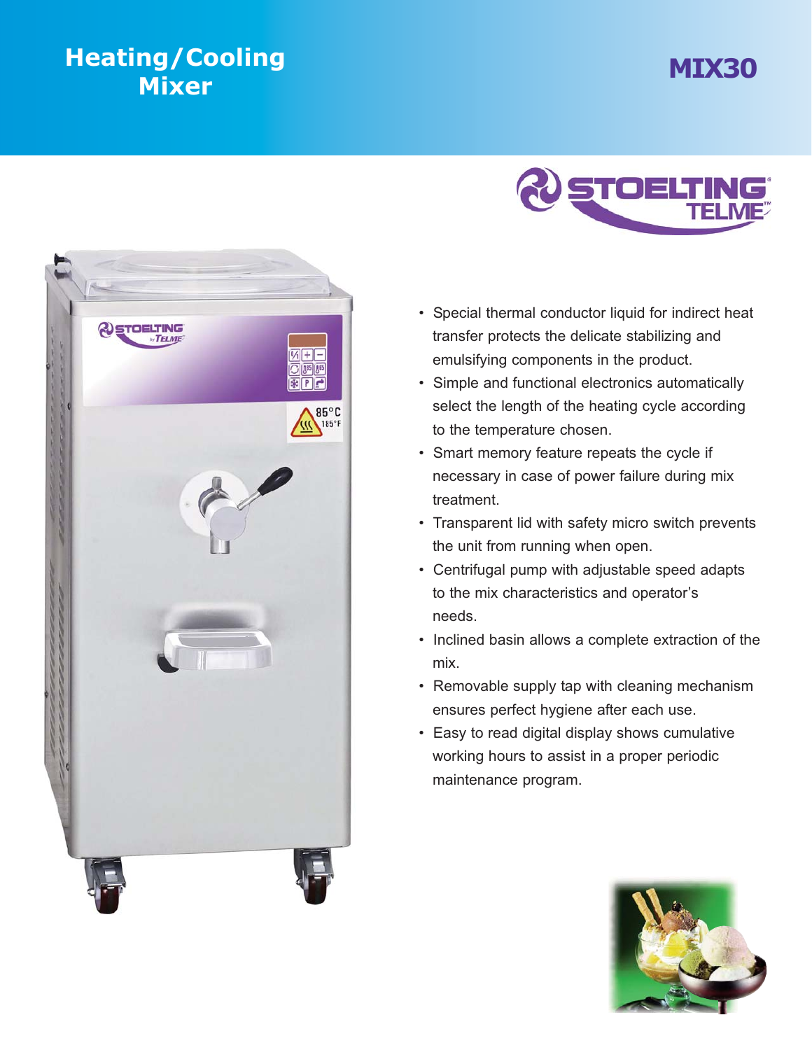# Heating/Cooling Mixer

## MIX30

STOELTING TELME

- Special thermal conductor liquid for indirect heat transfer protects the delicate stabilizing and emulsifying components in the product.
- Simple and functional electronics automatically select the length of the heating cycle according to the temperature chosen.
- Smart memory feature repeats the cycle if necessary in case of power failure during mix treatment.
- Transparent lid with safety micro switch prevents the unit from running when open.
- Centrifugal pump with adjustable speed adapts to the mix characteristics and operator's needs.
- Inclined basin allows a complete extraction of the mix.
- Removable supply tap with cleaning mechanism ensures perfect hygiene after each use.
- Easy to read digital display shows cumulative working hours to assist in a proper periodic maintenance program.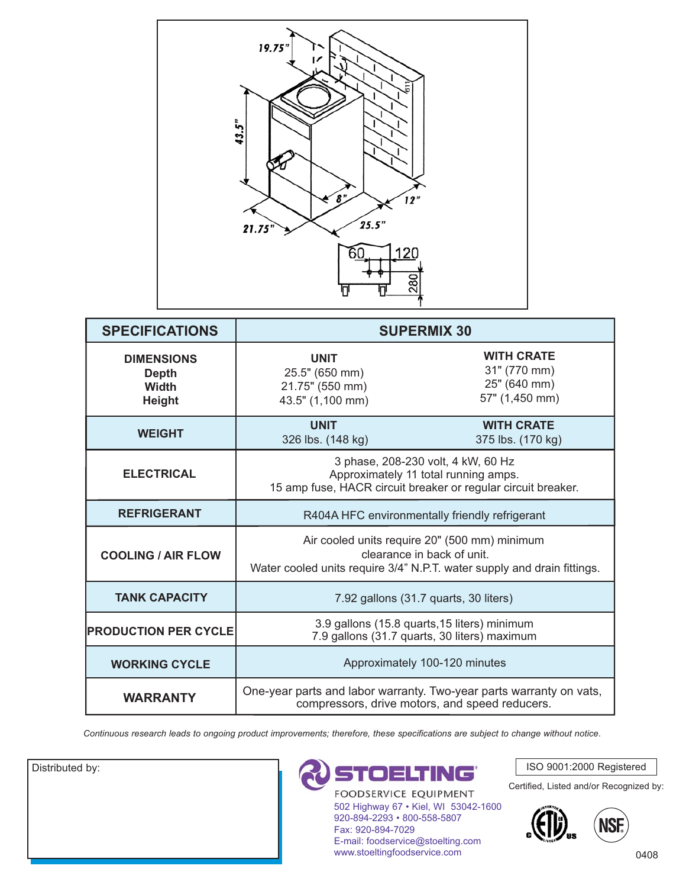19.75"
43.5"
8"
12"
21.75"
25.5"
60
120
280

| SPECIFICATIONS | SUPERMIX 30 | |
|---|---|---|
| **DIMENSIONS**<br>**Depth**<br>**Width**<br>**Height** | **UNIT**<br>25.5" (650 mm)<br>21.75" (550 mm)<br>43.5" (1,100 mm) | **WITH CRATE**<br>31" (770 mm)<br>25" (640 mm)<br>57" (1,450 mm) |
| **WEIGHT** | **UNIT**<br>326 lbs. (148 kg) | **WITH CRATE**<br>375 lbs. (170 kg) |
| **ELECTRICAL** | 3 phase, 208-230 volt, 4 kW, 60 Hz<br>Approximately 11 total running amps.<br>15 amp fuse, HACR circuit breaker or regular circuit breaker. | |
| **REFRIGERANT** | R404A HFC environmentally friendly refrigerant | |
| **COOLING / AIR FLOW** | Air cooled units require 20" (500 mm) minimum clearance in back of unit.<br>Water cooled units require 3/4" N.P.T. water supply and drain fittings. | |
| **TANK CAPACITY** | 7.92 gallons (31.7 quarts, 30 liters) | |
| **PRODUCTION PER CYCLE** | 3.9 gallons (15.8 quarts,15 liters) minimum<br>7.9 gallons (31.7 quarts, 30 liters) maximum | |
| **WORKING CYCLE** | Approximately 100-120 minutes | |
| **WARRANTY** | One-year parts and labor warranty. Two-year parts warranty on vats, compressors, drive motors, and speed reducers. | |

*Continuous research leads to ongoing product improvements; therefore, these specifications are subject to change without notice.*

Distributed by:

**STOELTING**
FOODSERVICE EQUIPMENT
502 Highway 67 • Kiel, WI 53042-1600
920-894-2293 • 800-558-5807
Fax: 920-894-7029
E-mail: foodservice@stoelting.com
www.stoeltingfoodservice.com

ISO 9001:2000 Registered

Certified, Listed and/or Recognized by:

0408